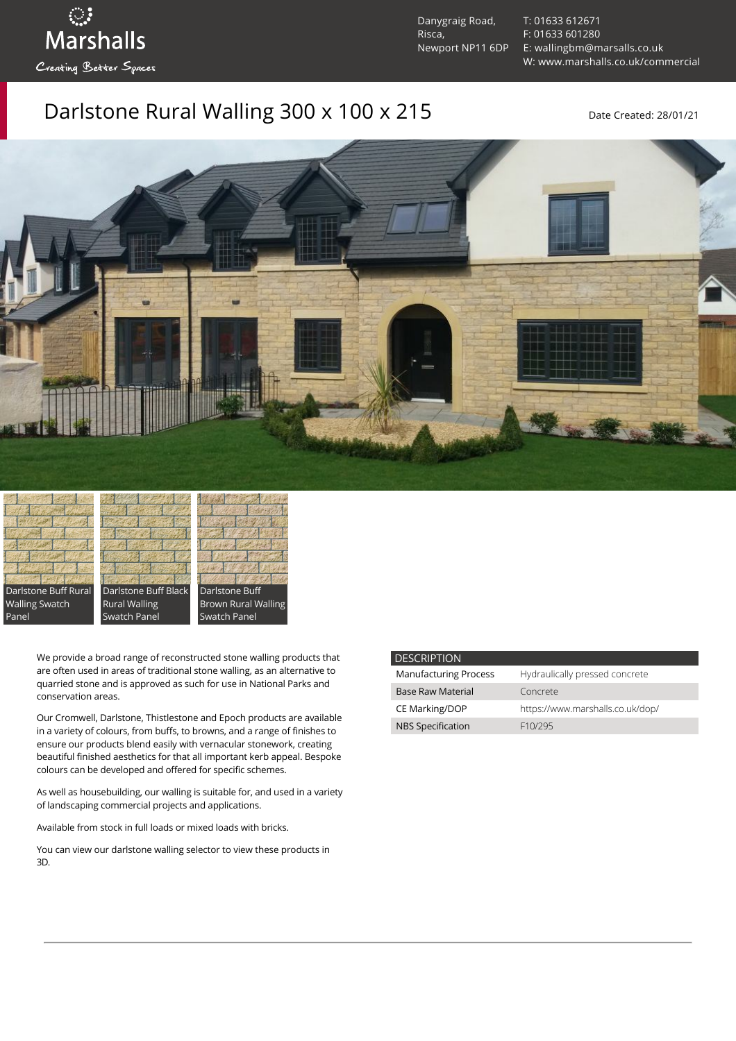Marshalls

Creating Better Spaces

Danygraig Road,
Risca,
Newport NP11 6DP

T: 01633 612671
F: 01633 601280
E: wallingbm@marsalls.co.uk
W: www.marshalls.co.uk/commercial

# Darlstone Rural Walling 300 x 100 x 215

Date Created: 28/01/21

Darlstone Buff Rural Walling Swatch Panel

Darlstone Buff Black Rural Walling Swatch Panel

Darlstone Buff Brown Rural Walling Swatch Panel

We provide a broad range of reconstructed stone walling products that are often used in areas of traditional stone walling, as an alternative to quarried stone and is approved as such for use in National Parks and conservation areas.

Our Cromwell, Darlstone, Thistlestone and Epoch products are available in a variety of colours, from buffs, to browns, and a range of finishes to ensure our products blend easily with vernacular stonework, creating beautiful finished aesthetics for that all important kerb appeal. Bespoke colours can be developed and offered for specific schemes.

As well as housebuilding, our walling is suitable for, and used in a variety of landscaping commercial projects and applications.

Available from stock in full loads or mixed loads with bricks.

You can view our darlstone walling selector to view these products in 3D.

| DESCRIPTION | |
|---|---|
| Manufacturing Process | Hydraulically pressed concrete |
| Base Raw Material | Concrete |
| CE Marking/DOP | https://www.marshalls.co.uk/dop/ |
| NBS Specification | F10/295 |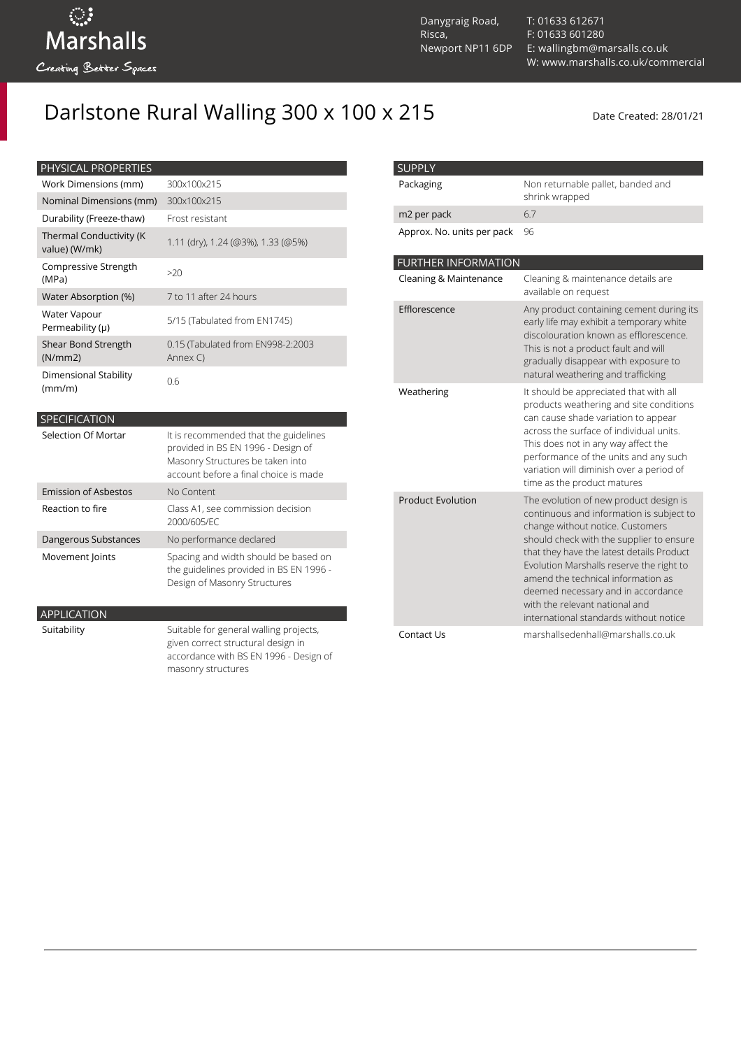Marshalls
Creating Better Spaces

Danygraig Road,
Risca,
Newport NP11 6DP

T: 01633 612671
F: 01633 601280
E: wallingbm@marsalls.co.uk
W: www.marshalls.co.uk/commercial

# Darlstone Rural Walling 300 x 100 x 215

Date Created: 28/01/21

| PHYSICAL PROPERTIES | |
|---|---|
| Work Dimensions (mm) | 300x100x215 |
| Nominal Dimensions (mm) | 300x100x215 |
| Durability (Freeze-thaw) | Frost resistant |
| Thermal Conductivity (K value) (W/mk) | 1.11 (dry), 1.24 (@3%), 1.33 (@5%) |
| Compressive Strength (MPa) | >20 |
| Water Absorption (%) | 7 to 11 after 24 hours |
| Water Vapour Permeability (μ) | 5/15 (Tabulated from EN1745) |
| Shear Bond Strength (N/mm2) | 0.15 (Tabulated from EN998-2:2003 Annex C) |
| Dimensional Stability (mm/m) | 0.6 |

| SPECIFICATION | |
|---|---|
| Selection Of Mortar | It is recommended that the guidelines provided in BS EN 1996 - Design of Masonry Structures be taken into account before a final choice is made |
| Emission of Asbestos | No Content |
| Reaction to fire | Class A1, see commission decision 2000/605/EC |
| Dangerous Substances | No performance declared |
| Movement Joints | Spacing and width should be based on the guidelines provided in BS EN 1996 - Design of Masonry Structures |

| APPLICATION | |
|---|---|
| Suitability | Suitable for general walling projects, given correct structural design in accordance with BS EN 1996 - Design of masonry structures |

| SUPPLY | |
|---|---|
| Packaging | Non returnable pallet, banded and shrink wrapped |
| m2 per pack | 6.7 |
| Approx. No. units per pack | 96 |

| FURTHER INFORMATION | |
|---|---|
| Cleaning & Maintenance | Cleaning & maintenance details are available on request |
| Efflorescence | Any product containing cement during its early life may exhibit a temporary white discolouration known as efflorescence. This is not a product fault and will gradually disappear with exposure to natural weathering and trafficking |
| Weathering | It should be appreciated that with all products weathering and site conditions can cause shade variation to appear across the surface of individual units. This does not in any way affect the performance of the units and any such variation will diminish over a period of time as the product matures |
| Product Evolution | The evolution of new product design is continuous and information is subject to change without notice. Customers should check with the supplier to ensure that they have the latest details Product Evolution Marshalls reserve the right to amend the technical information as deemed necessary and in accordance with the relevant national and international standards without notice |
| Contact Us | marshallsedenhall@marshalls.co.uk |